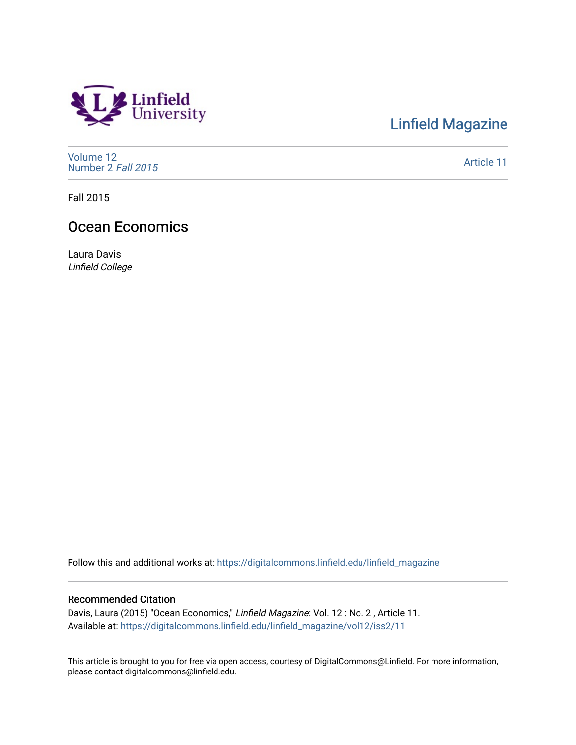Linfield University

Linfield Magazine

Volume 12
Number 2 *Fall 2015*

Article 11

Fall 2015

# Ocean Economics

Laura Davis
*Linfield College*

Follow this and additional works at: https://digitalcommons.linfield.edu/linfield_magazine

## Recommended Citation

Davis, Laura (2015) "Ocean Economics," *Linfield Magazine*: Vol. 12 : No. 2 , Article 11.
Available at: https://digitalcommons.linfield.edu/linfield_magazine/vol12/iss2/11

This article is brought to you for free via open access, courtesy of DigitalCommons@Linfield. For more information, please contact digitalcommons@linfield.edu.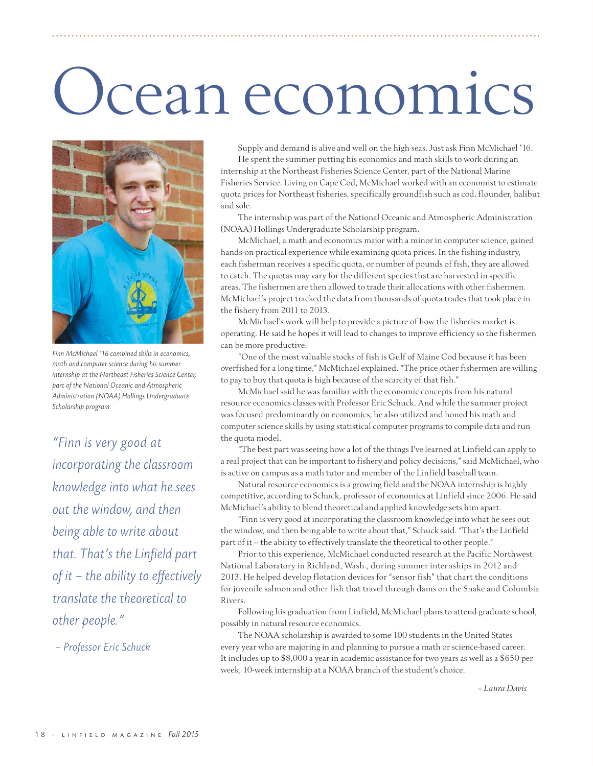# Ocean economics

*Finn McMichael '16 combined skills in economics, math and computer science during his summer internship at the Northeast Fisheries Science Center, part of the National Oceanic and Atmospheric Administration (NOAA) Hollings Undergraduate Scholarship program.*

Supply and demand is alive and well on the high seas. Just ask Finn McMichael '16.

He spent the summer putting his economics and math skills to work during an internship at the Northeast Fisheries Science Center, part of the National Marine Fisheries Service. Living on Cape Cod, McMichael worked with an economist to estimate quota prices for Northeast fisheries, specifically groundfish such as cod, flounder, halibut and sole.

The internship was part of the National Oceanic and Atmospheric Administration (NOAA) Hollings Undergraduate Scholarship program.

McMichael, a math and economics major with a minor in computer science, gained hands-on practical experience while examining quota prices. In the fishing industry, each fisherman receives a specific quota, or number of pounds of fish, they are allowed to catch. The quotas may vary for the different species that are harvested in specific areas. The fishermen are then allowed to trade their allocations with other fishermen. McMichael's project tracked the data from thousands of quota trades that took place in the fishery from 2011 to 2013.

McMichael's work will help to provide a picture of how the fisheries market is operating. He said he hopes it will lead to changes to improve efficiency so the fishermen can be more productive.

"One of the most valuable stocks of fish is Gulf of Maine Cod because it has been overfished for a long time," McMichael explained. "The price other fishermen are willing to pay to buy that quota is high because of the scarcity of that fish."

McMichael said he was familiar with the economic concepts from his natural resource economics classes with Professor Eric Schuck. And while the summer project was focused predominantly on economics, he also utilized and honed his math and computer science skills by using statistical computer programs to compile data and run the quota model.

"The best part was seeing how a lot of the things I've learned at Linfield can apply to a real project that can be important to fishery and policy decisions," said McMichael, who is active on campus as a math tutor and member of the Linfield baseball team.

Natural resource economics is a growing field and the NOAA internship is highly competitive, according to Schuck, professor of economics at Linfield since 2006. He said McMichael's ability to blend theoretical and applied knowledge sets him apart.

"Finn is very good at incorporating the classroom knowledge into what he sees out the window, and then being able to write about that," Schuck said. "That's the Linfield part of it -- the ability to effectively translate the theoretical to other people."

> *"Finn is very good at incorporating the classroom knowledge into what he sees out the window, and then being able to write about that. That's the Linfield part of it – the ability to effectively translate the theoretical to other people."*
>
> *– Professor Eric Schuck*

Prior to this experience, McMichael conducted research at the Pacific Northwest National Laboratory in Richland, Wash., during summer internships in 2012 and 2013. He helped develop flotation devices for "sensor fish" that chart the conditions for juvenile salmon and other fish that travel through dams on the Snake and Columbia Rivers.

Following his graduation from Linfield, McMichael plans to attend graduate school, possibly in natural resource economics.

The NOAA scholarship is awarded to some 100 students in the United States every year who are majoring in and planning to pursue a math or science-based career. It includes up to $8,000 a year in academic assistance for two years as well as a $650 per week, 10-week internship at a NOAA branch of the student's choice.

*– Laura Davis*